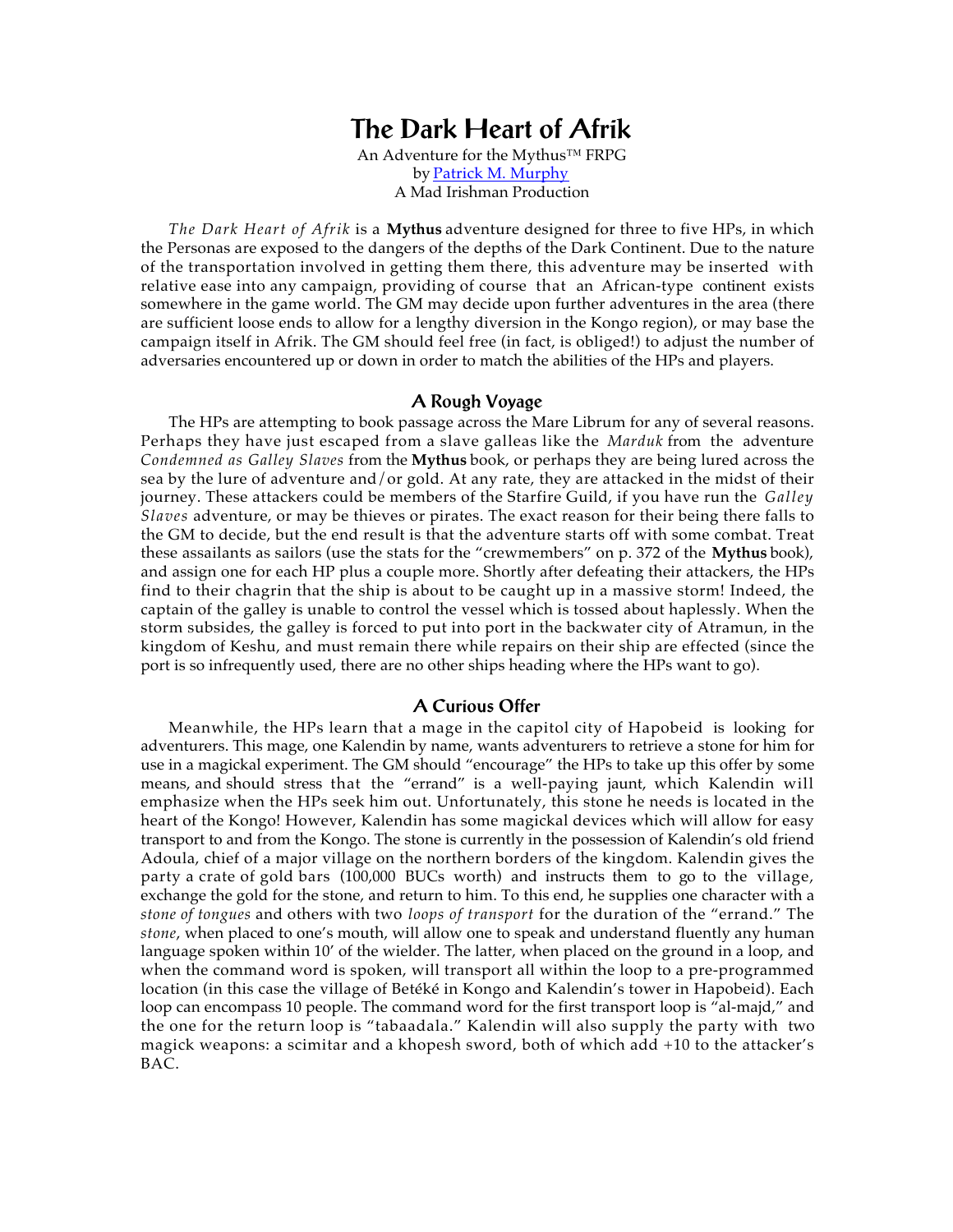# The Dark Heart of Afrik

An Adventure for the Mythus™ FRPG
by [Patrick M. Murphy]
A Mad Irishman Production

*The Dark Heart of Afrik* is a **Mythus** adventure designed for three to five HPs, in which the Personas are exposed to the dangers of the depths of the Dark Continent. Due to the nature of the transportation involved in getting them there, this adventure may be inserted with relative ease into any campaign, providing of course that an African-type continent exists somewhere in the game world. The GM may decide upon further adventures in the area (there are sufficient loose ends to allow for a lengthy diversion in the Kongo region), or may base the campaign itself in Afrik. The GM should feel free (in fact, is obliged!) to adjust the number of adversaries encountered up or down in order to match the abilities of the HPs and players.

## A Rough Voyage

The HPs are attempting to book passage across the Mare Librum for any of several reasons. Perhaps they have just escaped from a slave galleas like the *Marduk* from the adventure *Condemned as Galley Slaves* from the **Mythus** book, or perhaps they are being lured across the sea by the lure of adventure and/or gold. At any rate, they are attacked in the midst of their journey. These attackers could be members of the Starfire Guild, if you have run the *Galley Slaves* adventure, or may be thieves or pirates. The exact reason for their being there falls to the GM to decide, but the end result is that the adventure starts off with some combat. Treat these assailants as sailors (use the stats for the "crewmembers" on p. 372 of the **Mythus** book), and assign one for each HP plus a couple more. Shortly after defeating their attackers, the HPs find to their chagrin that the ship is about to be caught up in a massive storm! Indeed, the captain of the galley is unable to control the vessel which is tossed about haplessly. When the storm subsides, the galley is forced to put into port in the backwater city of Atramun, in the kingdom of Keshu, and must remain there while repairs on their ship are effected (since the port is so infrequently used, there are no other ships heading where the HPs want to go).

## A Curious Offer

Meanwhile, the HPs learn that a mage in the capitol city of Hapobeid is looking for adventurers. This mage, one Kalendin by name, wants adventurers to retrieve a stone for him for use in a magickal experiment. The GM should "encourage" the HPs to take up this offer by some means, and should stress that the "errand" is a well-paying jaunt, which Kalendin will emphasize when the HPs seek him out. Unfortunately, this stone he needs is located in the heart of the Kongo! However, Kalendin has some magickal devices which will allow for easy transport to and from the Kongo. The stone is currently in the possession of Kalendin's old friend Adoula, chief of a major village on the northern borders of the kingdom. Kalendin gives the party a crate of gold bars (100,000 BUCs worth) and instructs them to go to the village, exchange the gold for the stone, and return to him. To this end, he supplies one character with a *stone of tongues* and others with two *loops of transport* for the duration of the "errand." The *stone*, when placed to one's mouth, will allow one to speak and understand fluently any human language spoken within 10' of the wielder. The latter, when placed on the ground in a loop, and when the command word is spoken, will transport all within the loop to a pre-programmed location (in this case the village of Betéké in Kongo and Kalendin's tower in Hapobeid). Each loop can encompass 10 people. The command word for the first transport loop is "al-majd," and the one for the return loop is "tabaadala." Kalendin will also supply the party with two magick weapons: a scimitar and a khopesh sword, both of which add +10 to the attacker's BAC.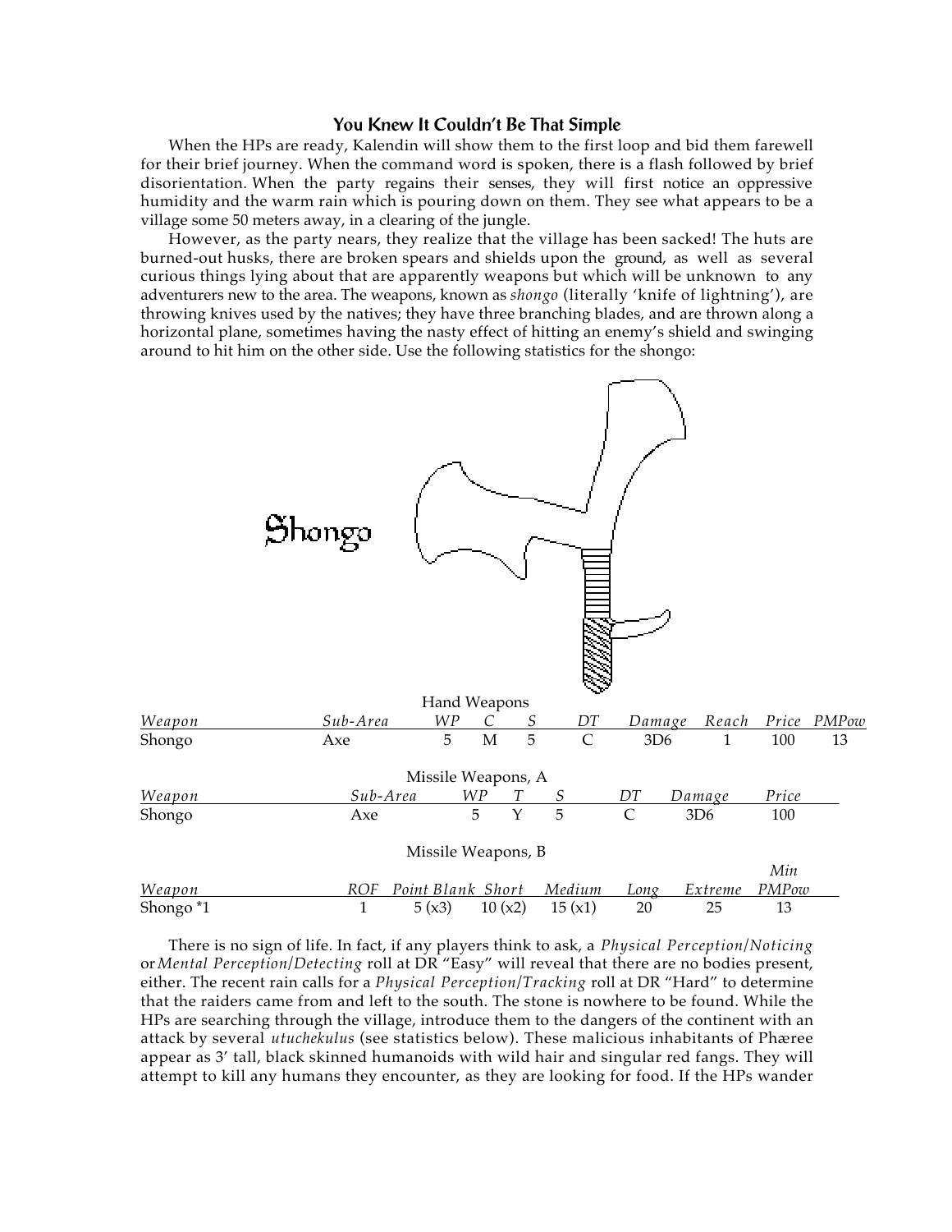## You Knew It Couldn't Be That Simple

When the HPs are ready, Kalendin will show them to the first loop and bid them farewell for their brief journey. When the command word is spoken, there is a flash followed by brief disorientation. When the party regains their senses, they will first notice an oppressive humidity and the warm rain which is pouring down on them. They see what appears to be a village some 50 meters away, in a clearing of the jungle.

However, as the party nears, they realize that the village has been sacked! The huts are burned-out husks, there are broken spears and shields upon the ground, as well as several curious things lying about that are apparently weapons but which will be unknown to any adventurers new to the area. The weapons, known as *shongo* (literally 'knife of lightning'), are throwing knives used by the natives; they have three branching blades, and are thrown along a horizontal plane, sometimes having the nasty effect of hitting an enemy's shield and swinging around to hit him on the other side. Use the following statistics for the shongo:

Shongo

Hand Weapons

| *Weapon* | *Sub-Area* | *WP* | *C* | *S* | *DT* | *Damage* | *Reach* | *Price* | *PMPow* |
|---|---|---|---|---|---|---|---|---|---|
| Shongo | Axe | 5 | M | 5 | C | 3D6 | 1 | 100 | 13 |

Missile Weapons, A

| *Weapon* | *Sub-Area* | *WP* | *T* | *S* | *DT* | *Damage* | *Price* |
|---|---|---|---|---|---|---|---|
| Shongo | Axe | 5 | Y | 5 | C | 3D6 | 100 |

Missile Weapons, B

| *Weapon* | *ROF* | *Point Blank* | *Short* | *Medium* | *Long* | *Extreme* | *Min PMPow* |
|---|---|---|---|---|---|---|---|
| Shongo *1 | 1 | 5 (x3) | 10 (x2) | 15 (x1) | 20 | 25 | 13 |

There is no sign of life. In fact, if any players think to ask, a *Physical Perception/Noticing* or *Mental Perception/Detecting* roll at DR "Easy" will reveal that there are no bodies present, either. The recent rain calls for a *Physical Perception/Tracking* roll at DR "Hard" to determine that the raiders came from and left to the south. The stone is nowhere to be found. While the HPs are searching through the village, introduce them to the dangers of the continent with an attack by several *utuchekulus* (see statistics below). These malicious inhabitants of Phæree appear as 3' tall, black skinned humanoids with wild hair and singular red fangs. They will attempt to kill any humans they encounter, as they are looking for food. If the HPs wander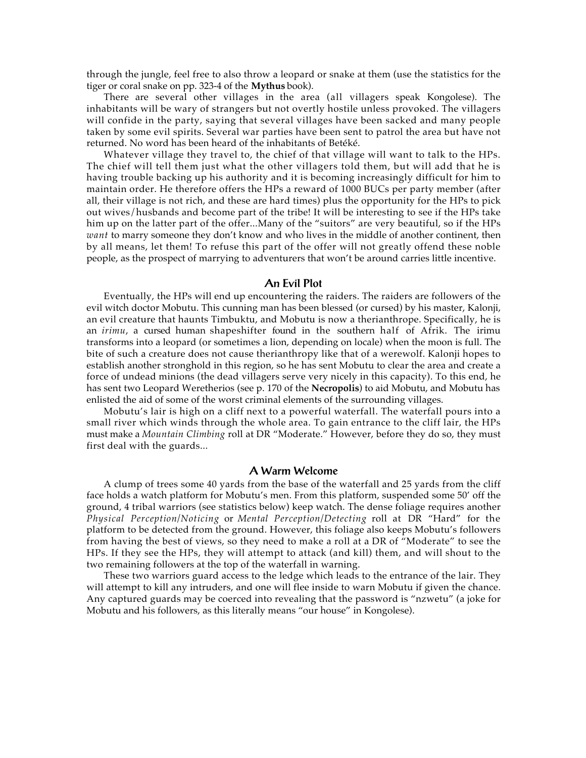through the jungle, feel free to also throw a leopard or snake at them (use the statistics for the tiger or coral snake on pp. 323-4 of the **Mythus** book).

There are several other villages in the area (all villagers speak Kongolese). The inhabitants will be wary of strangers but not overtly hostile unless provoked. The villagers will confide in the party, saying that several villages have been sacked and many people taken by some evil spirits. Several war parties have been sent to patrol the area but have not returned. No word has been heard of the inhabitants of Betéké.

Whatever village they travel to, the chief of that village will want to talk to the HPs. The chief will tell them just what the other villagers told them, but will add that he is having trouble backing up his authority and it is becoming increasingly difficult for him to maintain order. He therefore offers the HPs a reward of 1000 BUCs per party member (after all, their village is not rich, and these are hard times) plus the opportunity for the HPs to pick out wives/husbands and become part of the tribe! It will be interesting to see if the HPs take him up on the latter part of the offer...Many of the "suitors" are very beautiful, so if the HPs *want* to marry someone they don't know and who lives in the middle of another continent, then by all means, let them! To refuse this part of the offer will not greatly offend these noble people, as the prospect of marrying to adventurers that won't be around carries little incentive.

## An Evil Plot

Eventually, the HPs will end up encountering the raiders. The raiders are followers of the evil witch doctor Mobutu. This cunning man has been blessed (or cursed) by his master, Kalonji, an evil creature that haunts Timbuktu, and Mobutu is now a therianthrope. Specifically, he is an *irimu*, a cursed human shapeshifter found in the southern half of Afrik. The irimu transforms into a leopard (or sometimes a lion, depending on locale) when the moon is full. The bite of such a creature does not cause therianthropy like that of a werewolf. Kalonji hopes to establish another stronghold in this region, so he has sent Mobutu to clear the area and create a force of undead minions (the dead villagers serve very nicely in this capacity). To this end, he has sent two Leopard Weretherios (see p. 170 of the **Necropolis**) to aid Mobutu, and Mobutu has enlisted the aid of some of the worst criminal elements of the surrounding villages.

Mobutu's lair is high on a cliff next to a powerful waterfall. The waterfall pours into a small river which winds through the whole area. To gain entrance to the cliff lair, the HPs must make a *Mountain Climbing* roll at DR "Moderate." However, before they do so, they must first deal with the guards...

## A Warm Welcome

A clump of trees some 40 yards from the base of the waterfall and 25 yards from the cliff face holds a watch platform for Mobutu's men. From this platform, suspended some 50' off the ground, 4 tribal warriors (see statistics below) keep watch. The dense foliage requires another *Physical Perception/Noticing* or *Mental Perception/Detecting* roll at DR "Hard" for the platform to be detected from the ground. However, this foliage also keeps Mobutu's followers from having the best of views, so they need to make a roll at a DR of "Moderate" to see the HPs. If they see the HPs, they will attempt to attack (and kill) them, and will shout to the two remaining followers at the top of the waterfall in warning.

These two warriors guard access to the ledge which leads to the entrance of the lair. They will attempt to kill any intruders, and one will flee inside to warn Mobutu if given the chance. Any captured guards may be coerced into revealing that the password is "nzwetu" (a joke for Mobutu and his followers, as this literally means "our house" in Kongolese).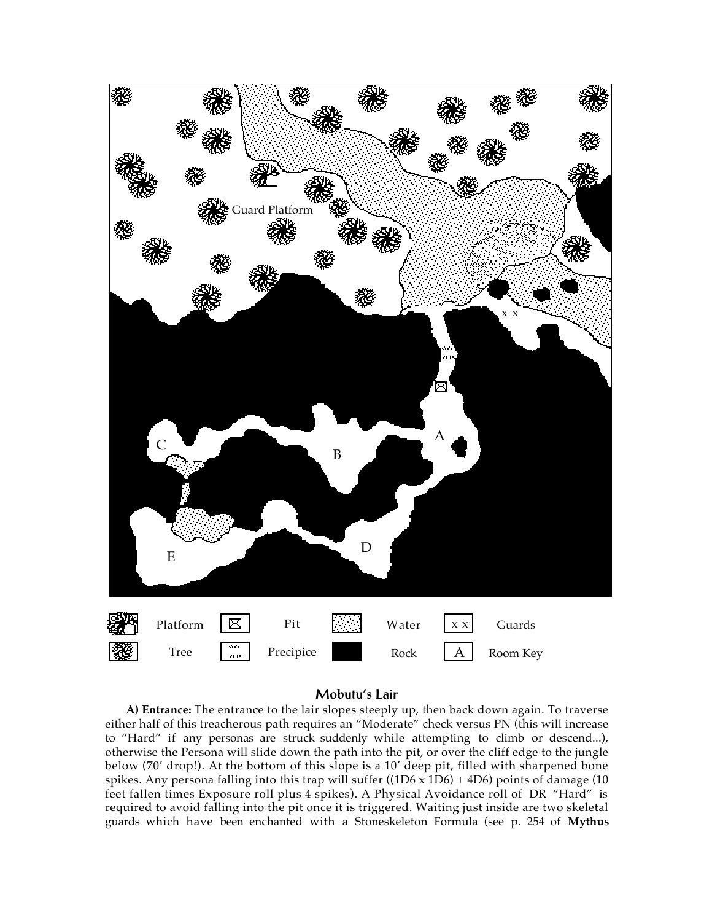| | | | | | | | |
|---|---|---|---|---|---|---|---|
| | Platform | ⊠ | Pit | | Water | x x | Guards |
| | Tree | | Precipice | | Rock | A | Room Key |

## Mobutu's Lair

**A) Entrance:** The entrance to the lair slopes steeply up, then back down again. To traverse either half of this treacherous path requires an "Moderate" check versus PN (this will increase to "Hard" if any personas are struck suddenly while attempting to climb or descend...), otherwise the Persona will slide down the path into the pit, or over the cliff edge to the jungle below (70′ drop!). At the bottom of this slope is a 10′ deep pit, filled with sharpened bone spikes. Any persona falling into this trap will suffer ((1D6 x 1D6) + 4D6) points of damage (10 feet fallen times Exposure roll plus 4 spikes). A Physical Avoidance roll of DR "Hard" is required to avoid falling into the pit once it is triggered. Waiting just inside are two skeletal guards which have been enchanted with a Stoneskeleton Formula (see p. 254 of **Mythus**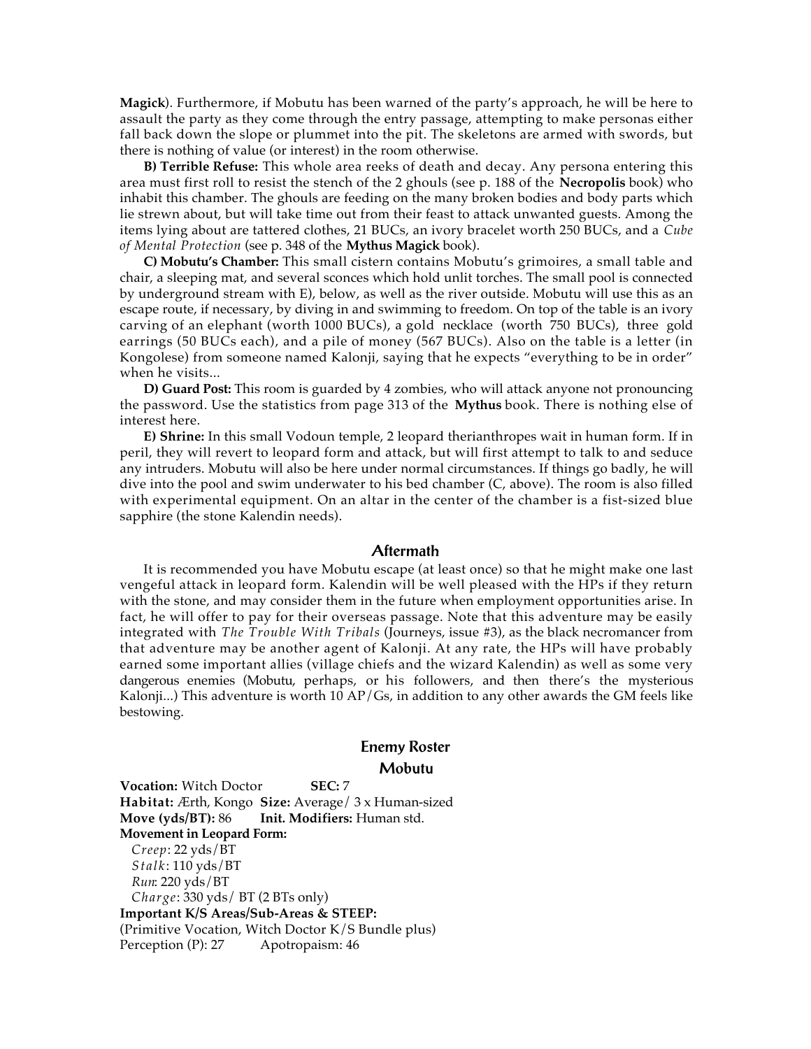**Magick**). Furthermore, if Mobutu has been warned of the party's approach, he will be here to assault the party as they come through the entry passage, attempting to make personas either fall back down the slope or plummet into the pit. The skeletons are armed with swords, but there is nothing of value (or interest) in the room otherwise.

**B) Terrible Refuse:** This whole area reeks of death and decay. Any persona entering this area must first roll to resist the stench of the 2 ghouls (see p. 188 of the **Necropolis** book) who inhabit this chamber. The ghouls are feeding on the many broken bodies and body parts which lie strewn about, but will take time out from their feast to attack unwanted guests. Among the items lying about are tattered clothes, 21 BUCs, an ivory bracelet worth 250 BUCs, and a *Cube of Mental Protection* (see p. 348 of the **Mythus Magick** book).

**C) Mobutu's Chamber:** This small cistern contains Mobutu's grimoires, a small table and chair, a sleeping mat, and several sconces which hold unlit torches. The small pool is connected by underground stream with E), below, as well as the river outside. Mobutu will use this as an escape route, if necessary, by diving in and swimming to freedom. On top of the table is an ivory carving of an elephant (worth 1000 BUCs), a gold necklace (worth 750 BUCs), three gold earrings (50 BUCs each), and a pile of money (567 BUCs). Also on the table is a letter (in Kongolese) from someone named Kalonji, saying that he expects "everything to be in order" when he visits...

**D) Guard Post:** This room is guarded by 4 zombies, who will attack anyone not pronouncing the password. Use the statistics from page 313 of the **Mythus** book. There is nothing else of interest here.

**E) Shrine:** In this small Vodoun temple, 2 leopard therianthropes wait in human form. If in peril, they will revert to leopard form and attack, but will first attempt to talk to and seduce any intruders. Mobutu will also be here under normal circumstances. If things go badly, he will dive into the pool and swim underwater to his bed chamber (C, above). The room is also filled with experimental equipment. On an altar in the center of the chamber is a fist-sized blue sapphire (the stone Kalendin needs).

## Aftermath

It is recommended you have Mobutu escape (at least once) so that he might make one last vengeful attack in leopard form. Kalendin will be well pleased with the HPs if they return with the stone, and may consider them in the future when employment opportunities arise. In fact, he will offer to pay for their overseas passage. Note that this adventure may be easily integrated with *The Trouble With Tribals* (Journeys, issue #3), as the black necromancer from that adventure may be another agent of Kalonji. At any rate, the HPs will have probably earned some important allies (village chiefs and the wizard Kalendin) as well as some very dangerous enemies (Mobutu, perhaps, or his followers, and then there's the mysterious Kalonji...) This adventure is worth 10 AP/Gs, in addition to any other awards the GM feels like bestowing.

## Enemy Roster

### Mobutu

**Vocation:** Witch Doctor **SEC:** 7
**Habitat:** Ærth, Kongo **Size:** Average/ 3 x Human-sized
**Move (yds/BT):** 86 **Init. Modifiers:** Human std.
**Movement in Leopard Form:**
*Creep*: 22 yds/BT
*Stalk*: 110 yds/BT
*Run*: 220 yds/BT
*Charge*: 330 yds/ BT (2 BTs only)
**Important K/S Areas/Sub-Areas & STEEP:**
(Primitive Vocation, Witch Doctor K/S Bundle plus)
Perception (P): 27 Apotropaism: 46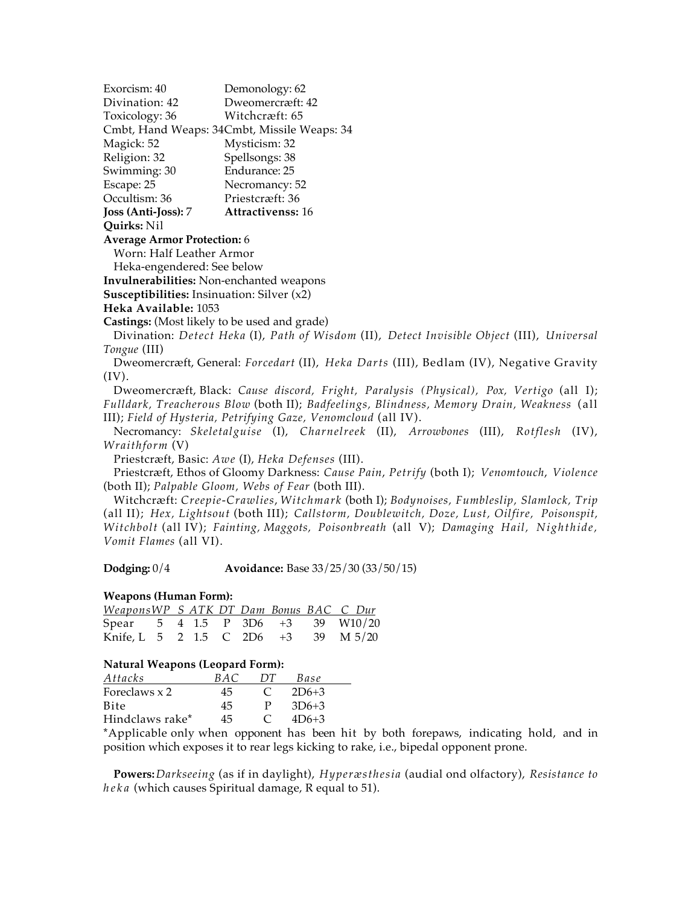Exorcism: 40 Demonology: 62
Divination: 42 Dweomercræft: 42
Toxicology: 36 Witchcræft: 65
Cmbt, Hand Weaps: 34 Cmbt, Missile Weaps: 34
Magick: 52 Mysticism: 32
Religion: 32 Spellsongs: 38
Swimming: 30 Endurance: 25
Escape: 25 Necromancy: 52
Occultism: 36 Priestcræft: 36
**Joss (Anti-Joss):** 7 **Attractivenss:** 16
**Quirks:** Nil
**Average Armor Protection:** 6
Worn: Half Leather Armor
Heka-engendered: See below
**Invulnerabilities:** Non-enchanted weapons
**Susceptibilities:** Insinuation: Silver (x2)
**Heka Available:** 1053
**Castings:** (Most likely to be used and grade)

Divination: *Detect Heka* (I), *Path of Wisdom* (II), *Detect Invisible Object* (III), *Universal Tongue* (III)

Dweomercræft, General: *Forcedart* (II), *Heka Darts* (III), Bedlam (IV), Negative Gravity (IV).

Dweomercræft, Black: *Cause discord, Fright, Paralysis (Physical), Pox, Vertigo* (all I); *Fulldark, Treacherous Blow* (both II); *Badfeelings, Blindness, Memory Drain, Weakness* (all III); *Field of Hysteria, Petrifying Gaze, Venomcloud* (all IV).

Necromancy: *Skeletalguise* (I), *Charnelreek* (II), *Arrowbones* (III), *Rotflesh* (IV), *Wraithform* (V)

Priestcræft, Basic: *Awe* (I), *Heka Defenses* (III).

Priestcræft, Ethos of Gloomy Darkness: *Cause Pain*, *Petrify* (both I); *Venomtouch*, *Violence* (both II); *Palpable Gloom, Webs of Fear* (both III).

Witchcræft: *Creepie-Crawlies*, *Witchmark* (both I); *Bodynoises, Fumbleslip, Slamlock, Trip* (all II); *Hex, Lightsout* (both III); *Callstorm, Doublewitch, Doze, Lust, Oilfire, Poisonspit, Witchbolt* (all IV); *Fainting, Maggots, Poisonbreath* (all V); *Damaging Hail, Nighthide, Vomit Flames* (all VI).

**Dodging:** 0/4 **Avoidance:** Base 33/25/30 (33/50/15)

**Weapons (Human Form):**

| *Weapons* | *WP* | *S* | *ATK* | *DT* | *Dam* | *Bonus* | *BAC* | *C* | *Dur* |
|---|---|---|---|---|---|---|---|---|---|
| Spear | 5 | 4 | 1.5 | P | 3D6 | +3 | 39 | W | 10/20 |
| Knife, L | 5 | 2 | 1.5 | C | 2D6 | +3 | 39 | M | 5/20 |

**Natural Weapons (Leopard Form):**

| *Attacks* | *BAC* | *DT* | *Base* |
|---|---|---|---|
| Foreclaws x 2 | 45 | C | 2D6+3 |
| Bite | 45 | P | 3D6+3 |
| Hindclaws rake* | 45 | C | 4D6+3 |

*Applicable only when opponent has been hit by both forepaws, indicating hold, and in position which exposes it to rear legs kicking to rake, i.e., bipedal opponent prone.

**Powers:** *Darkseeing* (as if in daylight), *Hyperæsthesia* (audial ond olfactory), *Resistance to heka* (which causes Spiritual damage, R equal to 51).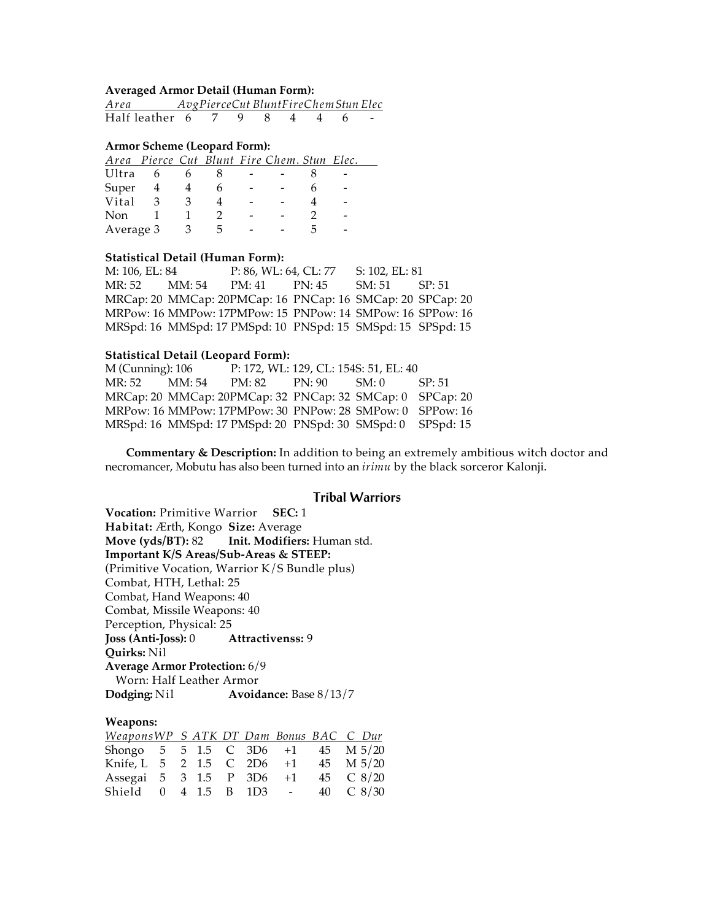**Averaged Armor Detail (Human Form):**

| Area | Avg | Pierce | Cut | Blunt | Fire | Chem | Stun | Elec |
|---|---|---|---|---|---|---|---|---|
| Half leather | 6 | 7 | 9 | 8 | 4 | 4 | 6 | - |

**Armor Scheme (Leopard Form):**

| Area | Pierce | Cut | Blunt | Fire | Chem. | Stun | Elec. |
|---|---|---|---|---|---|---|---|
| Ultra | 6 | 6 | 8 | - | - | 8 | - |
| Super | 4 | 4 | 6 | - | - | 6 | - |
| Vital | 3 | 3 | 4 | - | - | 4 | - |
| Non | 1 | 1 | 2 | - | - | 2 | - |
| Average | 3 | 3 | 5 | - | - | 5 | - |

**Statistical Detail (Human Form):**

M: 106, EL: 84 P: 86, WL: 64, CL: 77 S: 102, EL: 81
MR: 52 MM: 54 PM: 41 PN: 45 SM: 51 SP: 51
MRCap: 20 MMCap: 20 PMCap: 16 PNCap: 16 SMCap: 20 SPCap: 20
MRPow: 16 MMPow: 17 PMPow: 15 PNPow: 14 SMPow: 16 SPPow: 16
MRSpd: 16 MMSpd: 17 PMSpd: 10 PNSpd: 15 SMSpd: 15 SPSpd: 15

**Statistical Detail (Leopard Form):**

M (Cunning): 106 P: 172, WL: 129, CL: 154 S: 51, EL: 40
MR: 52 MM: 54 PM: 82 PN: 90 SM: 0 SP: 51
MRCap: 20 MMCap: 20 PMCap: 32 PNCap: 32 SMCap: 0 SPCap: 20
MRPow: 16 MMPow: 17 PMPow: 30 PNPow: 28 SMPow: 0 SPPow: 16
MRSpd: 16 MMSpd: 17 PMSpd: 20 PNSpd: 30 SMSpd: 0 SPSpd: 15

**Commentary & Description:** In addition to being an extremely ambitious witch doctor and necromancer, Mobutu has also been turned into an *irimu* by the black sorceror Kalonji.

## Tribal Warriors

**Vocation:** Primitive Warrior **SEC:** 1
**Habitat:** Ærth, Kongo **Size:** Average
**Move (yds/BT):** 82 **Init. Modifiers:** Human std.
**Important K/S Areas/Sub-Areas & STEEP:**
(Primitive Vocation, Warrior K/S Bundle plus)
Combat, HTH, Lethal: 25
Combat, Hand Weapons: 40
Combat, Missile Weapons: 40
Perception, Physical: 25
**Joss (Anti-Joss):** 0 **Attractivenss:** 9
**Quirks:** Nil
**Average Armor Protection:** 6/9
Worn: Half Leather Armor
**Dodging:** Nil **Avoidance:** Base 8/13/7

**Weapons:**

| Weapons | WP | S | ATK | DT | Dam | Bonus | BAC | C | Dur |
|---|---|---|---|---|---|---|---|---|---|
| Shongo | 5 | 5 | 1.5 | C | 3D6 | +1 | 45 | M | 5/20 |
| Knife, L | 5 | 2 | 1.5 | C | 2D6 | +1 | 45 | M | 5/20 |
| Assegai | 5 | 3 | 1.5 | P | 3D6 | +1 | 45 | C | 8/20 |
| Shield | 0 | 4 | 1.5 | B | 1D3 | - | 40 | C | 8/30 |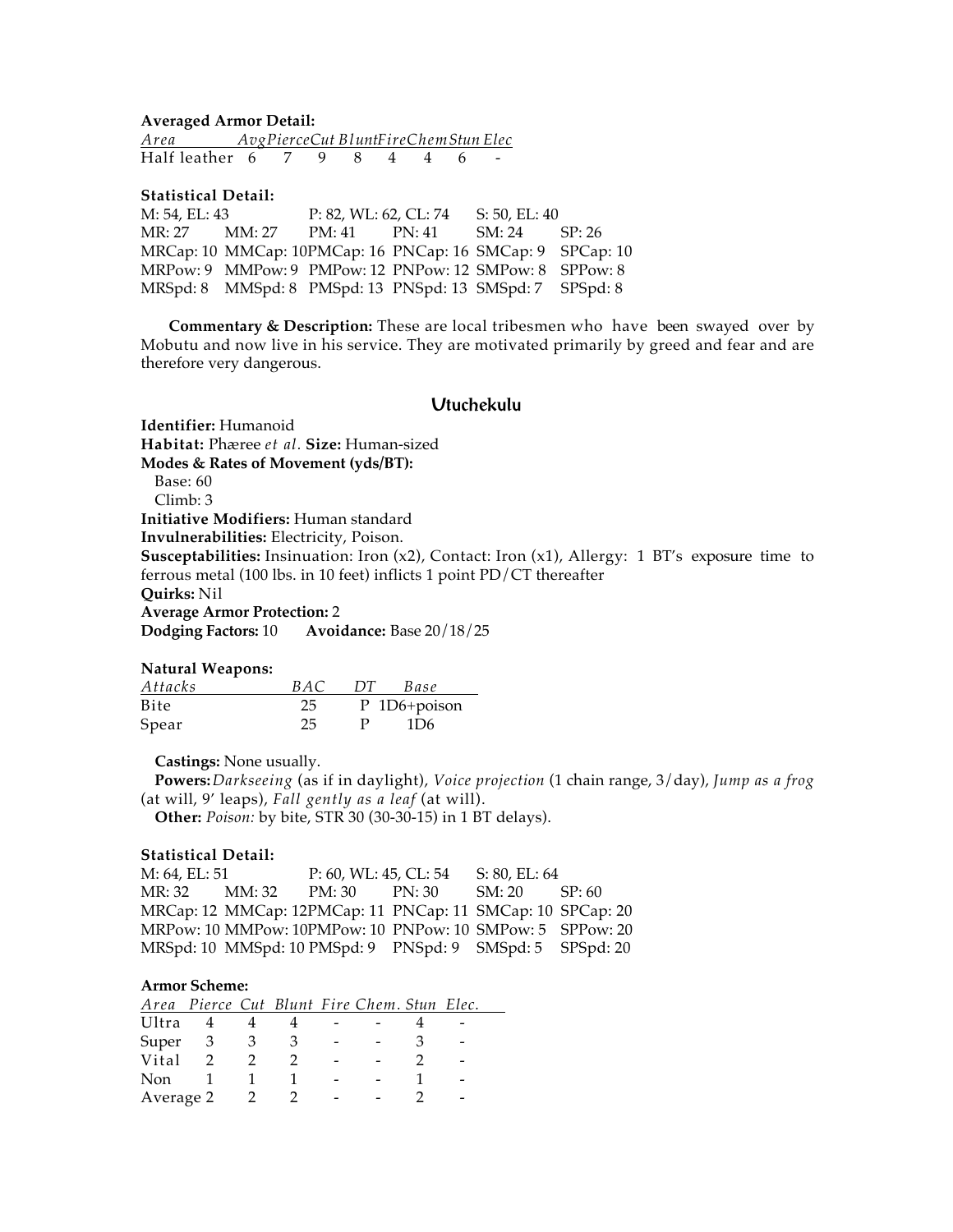**Averaged Armor Detail:**

| Area | Avg | Pierce | Cut | Blunt | Fire | Chem | Stun | Elec |
|---|---|---|---|---|---|---|---|---|
| Half leather | 6 | 7 | 9 | 8 | 4 | 4 | 6 | - |

**Statistical Detail:**

| | | | | | |
|---|---|---|---|---|---|
| M: 54, EL: 43 | | P: 82, WL: 62, CL: 74 | | S: 50, EL: 40 | |
| MR: 27 | MM: 27 | PM: 41 | PN: 41 | SM: 24 | SP: 26 |
| MRCap: 10 | MMCap: 10 | PMCap: 16 | PNCap: 16 | SMCap: 9 | SPCap: 10 |
| MRPow: 9 | MMPow: 9 | PMPow: 12 | PNPow: 12 | SMPow: 8 | SPPow: 8 |
| MRSpd: 8 | MMSpd: 8 | PMSpd: 13 | PNSpd: 13 | SMSpd: 7 | SPSpd: 8 |

**Commentary & Description:** These are local tribesmen who have been swayed over by Mobutu and now live in his service. They are motivated primarily by greed and fear and are therefore very dangerous.

## Utuchekulu

**Identifier:** Humanoid
**Habitat:** Phæree *et al.* **Size:** Human-sized
**Modes & Rates of Movement (yds/BT):**
Base: 60
Climb: 3
**Initiative Modifiers:** Human standard
**Invulnerabilities:** Electricity, Poison.
**Susceptabilities:** Insinuation: Iron (x2), Contact: Iron (x1), Allergy: 1 BT's exposure time to ferrous metal (100 lbs. in 10 feet) inflicts 1 point PD/CT thereafter
**Quirks:** Nil
**Average Armor Protection:** 2
**Dodging Factors:** 10 **Avoidance:** Base 20/18/25

**Natural Weapons:**

| Attacks | BAC | DT | Base |
|---|---|---|---|
| Bite | 25 | P | 1D6+poison |
| Spear | 25 | P | 1D6 |

**Castings:** None usually.
**Powers:** *Darkseeing* (as if in daylight), *Voice projection* (1 chain range, 3/day), *Jump as a frog* (at will, 9' leaps), *Fall gently as a leaf* (at will).
**Other:** *Poison:* by bite, STR 30 (30-30-15) in 1 BT delays).

**Statistical Detail:**

| | | | | | |
|---|---|---|---|---|---|
| M: 64, EL: 51 | | P: 60, WL: 45, CL: 54 | | S: 80, EL: 64 | |
| MR: 32 | MM: 32 | PM: 30 | PN: 30 | SM: 20 | SP: 60 |
| MRCap: 12 | MMCap: 12 | PMCap: 11 | PNCap: 11 | SMCap: 10 | SPCap: 20 |
| MRPow: 10 | MMPow: 10 | PMPow: 10 | PNPow: 10 | SMPow: 5 | SPPow: 20 |
| MRSpd: 10 | MMSpd: 10 | PMSpd: 9 | PNSpd: 9 | SMSpd: 5 | SPSpd: 20 |

**Armor Scheme:**

| Area | Pierce | Cut | Blunt | Fire | Chem. | Stun | Elec. |
|---|---|---|---|---|---|---|---|
| Ultra | 4 | 4 | 4 | - | - | 4 | - |
| Super | 3 | 3 | 3 | - | - | 3 | - |
| Vital | 2 | 2 | 2 | - | - | 2 | - |
| Non | 1 | 1 | 1 | - | - | 1 | - |
| Average | 2 | 2 | 2 | - | - | 2 | - |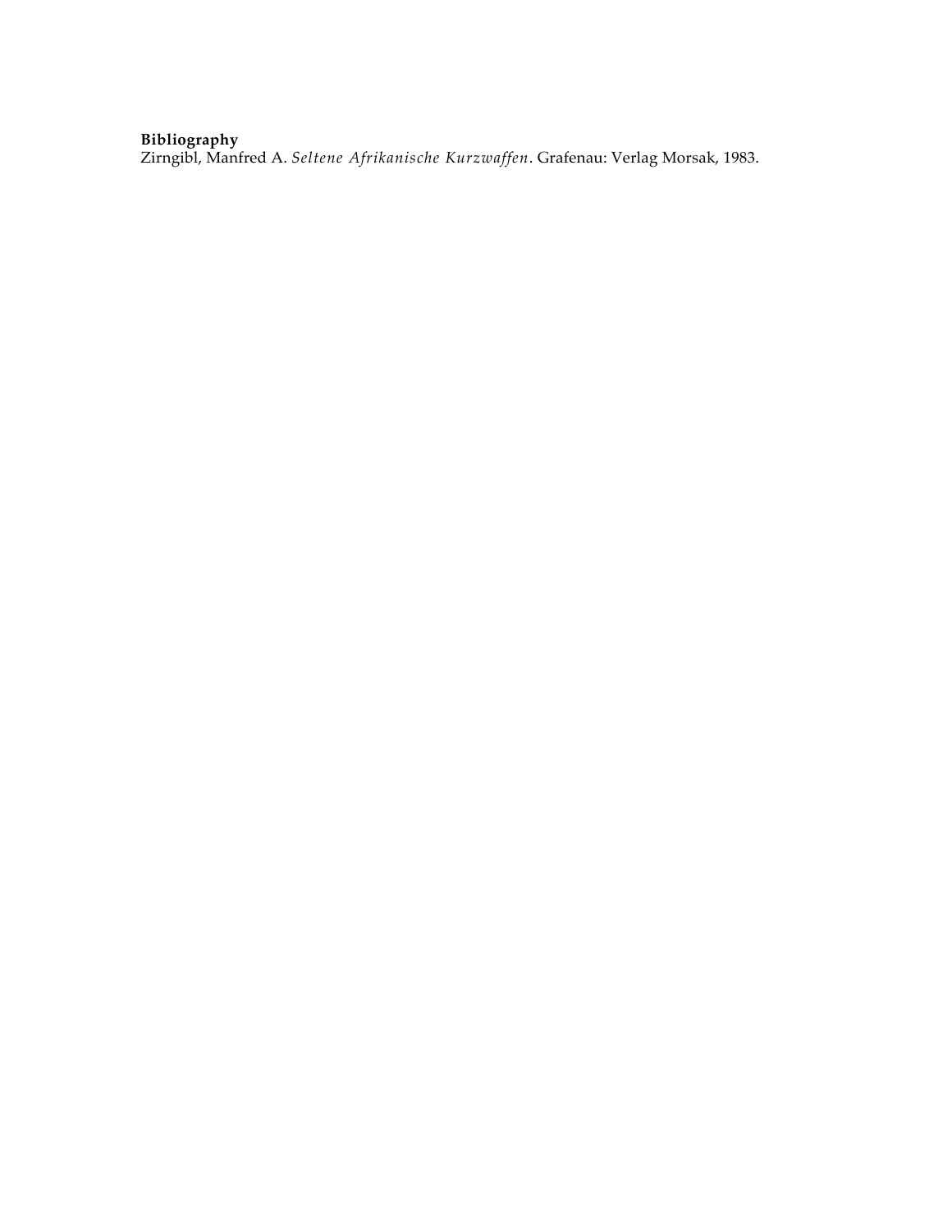**Bibliography**

Zirngibl, Manfred A. *Seltene Afrikanische Kurzwaffen*. Grafenau: Verlag Morsak, 1983.